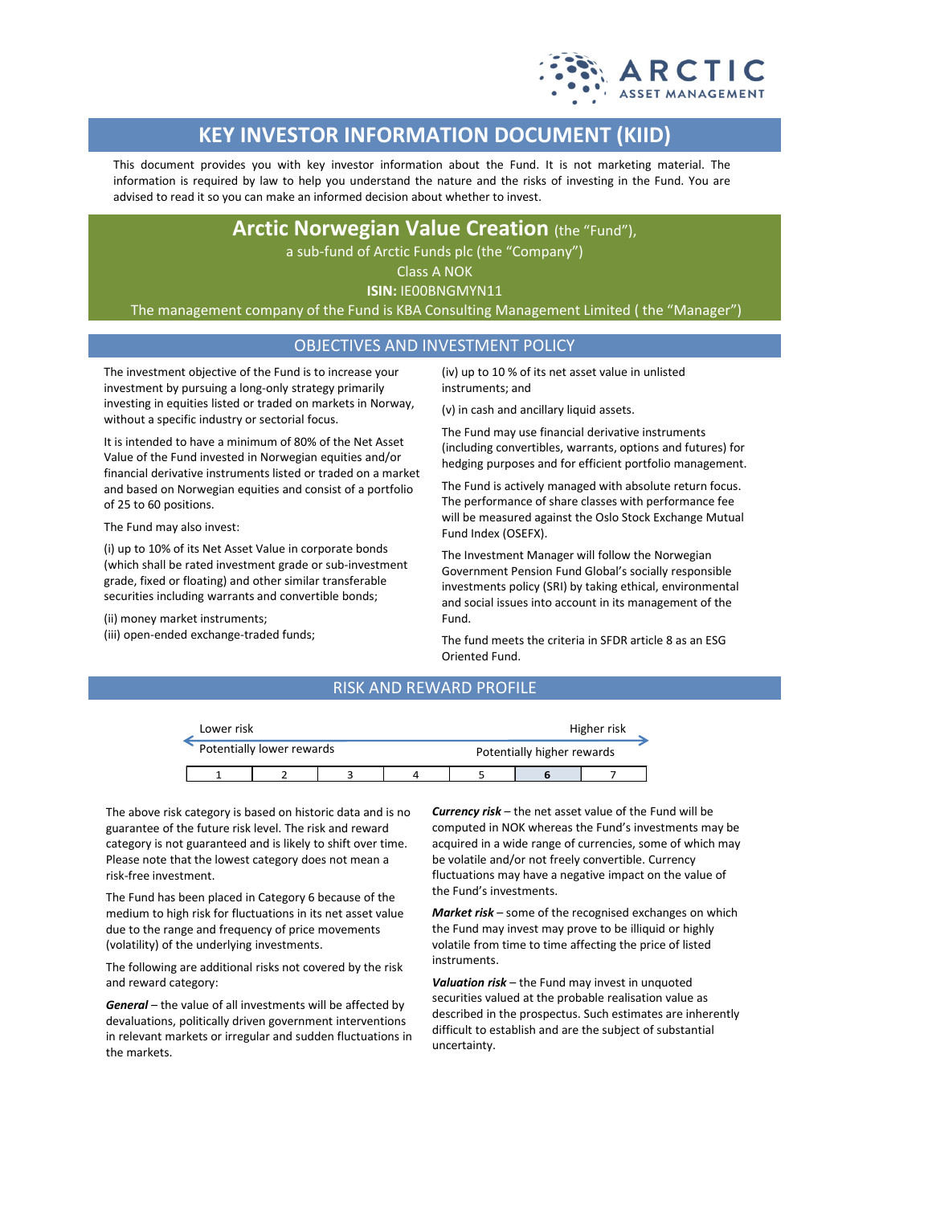# KEY INVESTOR INFORMATION DOCUMENT (KIID)

This document provides you with key investor information about the Fund. It is not marketing material. The information is required by law to help you understand the nature and the risks of investing in the Fund. You are advised to read it so you can make an informed decision about whether to invest.

## Arctic Norwegian Value Creation (the "Fund"),

a sub-fund of Arctic Funds plc (the "Company")

Class A NOK

**ISIN:** IE00BNGMYN11

The management company of the Fund is KBA Consulting Management Limited ( the "Manager")

## OBJECTIVES AND INVESTMENT POLICY

The investment objective of the Fund is to increase your investment by pursuing a long-only strategy primarily investing in equities listed or traded on markets in Norway, without a specific industry or sectorial focus.

It is intended to have a minimum of 80% of the Net Asset Value of the Fund invested in Norwegian equities and/or financial derivative instruments listed or traded on a market and based on Norwegian equities and consist of a portfolio of 25 to 60 positions.

The Fund may also invest:

(i) up to 10% of its Net Asset Value in corporate bonds (which shall be rated investment grade or sub-investment grade, fixed or floating) and other similar transferable securities including warrants and convertible bonds;

(ii) money market instruments;

(iii) open-ended exchange-traded funds;

(iv) up to 10 % of its net asset value in unlisted instruments; and

(v) in cash and ancillary liquid assets.

The Fund may use financial derivative instruments (including convertibles, warrants, options and futures) for hedging purposes and for efficient portfolio management.

The Fund is actively managed with absolute return focus. The performance of share classes with performance fee will be measured against the Oslo Stock Exchange Mutual Fund Index (OSEFX).

The Investment Manager will follow the Norwegian Government Pension Fund Global's socially responsible investments policy (SRI) by taking ethical, environmental and social issues into account in its management of the Fund.

The fund meets the criteria in SFDR article 8 as an ESG Oriented Fund.

## RISK AND REWARD PROFILE

| Lower risk | | | | | | Higher risk |
|---|---|---|---|---|---|---|
| Potentially lower rewards | | | | | | Potentially higher rewards |
| 1 | 2 | 3 | 4 | 5 | **6** | 7 |

The above risk category is based on historic data and is no guarantee of the future risk level. The risk and reward category is not guaranteed and is likely to shift over time. Please note that the lowest category does not mean a risk-free investment.

The Fund has been placed in Category 6 because of the medium to high risk for fluctuations in its net asset value due to the range and frequency of price movements (volatility) of the underlying investments.

The following are additional risks not covered by the risk and reward category:

***General*** – the value of all investments will be affected by devaluations, politically driven government interventions in relevant markets or irregular and sudden fluctuations in the markets.

***Currency risk*** – the net asset value of the Fund will be computed in NOK whereas the Fund's investments may be acquired in a wide range of currencies, some of which may be volatile and/or not freely convertible. Currency fluctuations may have a negative impact on the value of the Fund's investments.

***Market risk*** – some of the recognised exchanges on which the Fund may invest may prove to be illiquid or highly volatile from time to time affecting the price of listed instruments.

***Valuation risk*** – the Fund may invest in unquoted securities valued at the probable realisation value as described in the prospectus. Such estimates are inherently difficult to establish and are the subject of substantial uncertainty.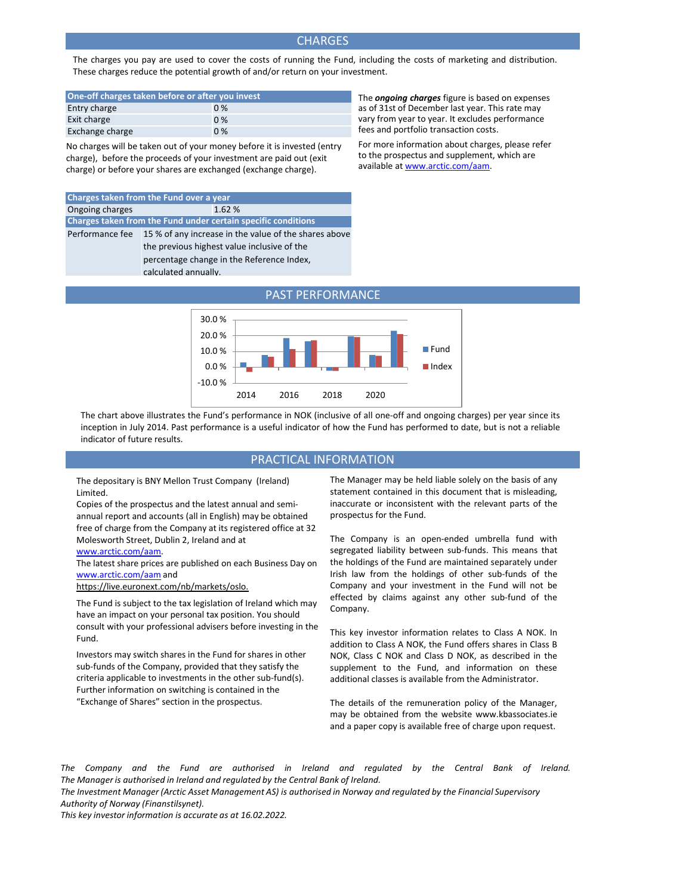## CHARGES

The charges you pay are used to cover the costs of running the Fund, including the costs of marketing and distribution. These charges reduce the potential growth of and/or return on your investment.

| One-off charges taken before or after you invest | |
|---|---|
| Entry charge | 0 % |
| Exit charge | 0 % |
| Exchange charge | 0 % |

No charges will be taken out of your money before it is invested (entry charge), before the proceeds of your investment are paid out (exit charge) or before your shares are exchanged (exchange charge).

| Charges taken from the Fund over a year | |
|---|---|
| Ongoing charges | 1.62 % |
| **Charges taken from the Fund under certain specific conditions** | |
| Performance fee | 15 % of any increase in the value of the shares above the previous highest value inclusive of the percentage change in the Reference Index, calculated annually. |

The ***ongoing charges*** figure is based on expenses as of 31st of December last year. This rate may vary from year to year. It excludes performance fees and portfolio transaction costs.

For more information about charges, please refer to the prospectus and supplement, which are available at www.arctic.com/aam.

## PAST PERFORMANCE

30.0 %
20.0 %
10.0 %
0.0 %
-10.0 %
2014
2016
2018
2020
Fund
Index

The chart above illustrates the Fund's performance in NOK (inclusive of all one-off and ongoing charges) per year since its inception in July 2014. Past performance is a useful indicator of how the Fund has performed to date, but is not a reliable indicator of future results.

## PRACTICAL INFORMATION

The depositary is BNY Mellon Trust Company (Ireland) Limited.
Copies of the prospectus and the latest annual and semi-annual report and accounts (all in English) may be obtained free of charge from the Company at its registered office at 32 Molesworth Street, Dublin 2, Ireland and at www.arctic.com/aam.
The latest share prices are published on each Business Day on www.arctic.com/aam and https://live.euronext.com/nb/markets/oslo.

The Fund is subject to the tax legislation of Ireland which may have an impact on your personal tax position. You should consult with your professional advisers before investing in the Fund.

Investors may switch shares in the Fund for shares in other sub-funds of the Company, provided that they satisfy the criteria applicable to investments in the other sub-fund(s). Further information on switching is contained in the "Exchange of Shares" section in the prospectus.

The Manager may be held liable solely on the basis of any statement contained in this document that is misleading, inaccurate or inconsistent with the relevant parts of the prospectus for the Fund.

The Company is an open-ended umbrella fund with segregated liability between sub-funds. This means that the holdings of the Fund are maintained separately under Irish law from the holdings of other sub-funds of the Company and your investment in the Fund will not be effected by claims against any other sub-fund of the Company.

This key investor information relates to Class A NOK. In addition to Class A NOK, the Fund offers shares in Class B NOK, Class C NOK and Class D NOK, as described in the supplement to the Fund, and information on these additional classes is available from the Administrator.

The details of the remuneration policy of the Manager, may be obtained from the website www.kbassociates.ie and a paper copy is available free of charge upon request.

*The Company and the Fund are authorised in Ireland and regulated by the Central Bank of Ireland.*
*The Manager is authorised in Ireland and regulated by the Central Bank of Ireland.*
*The Investment Manager (Arctic Asset Management AS) is authorised in Norway and regulated by the Financial Supervisory Authority of Norway (Finanstilsynet).*
*This key investor information is accurate as at 16.02.2022.*